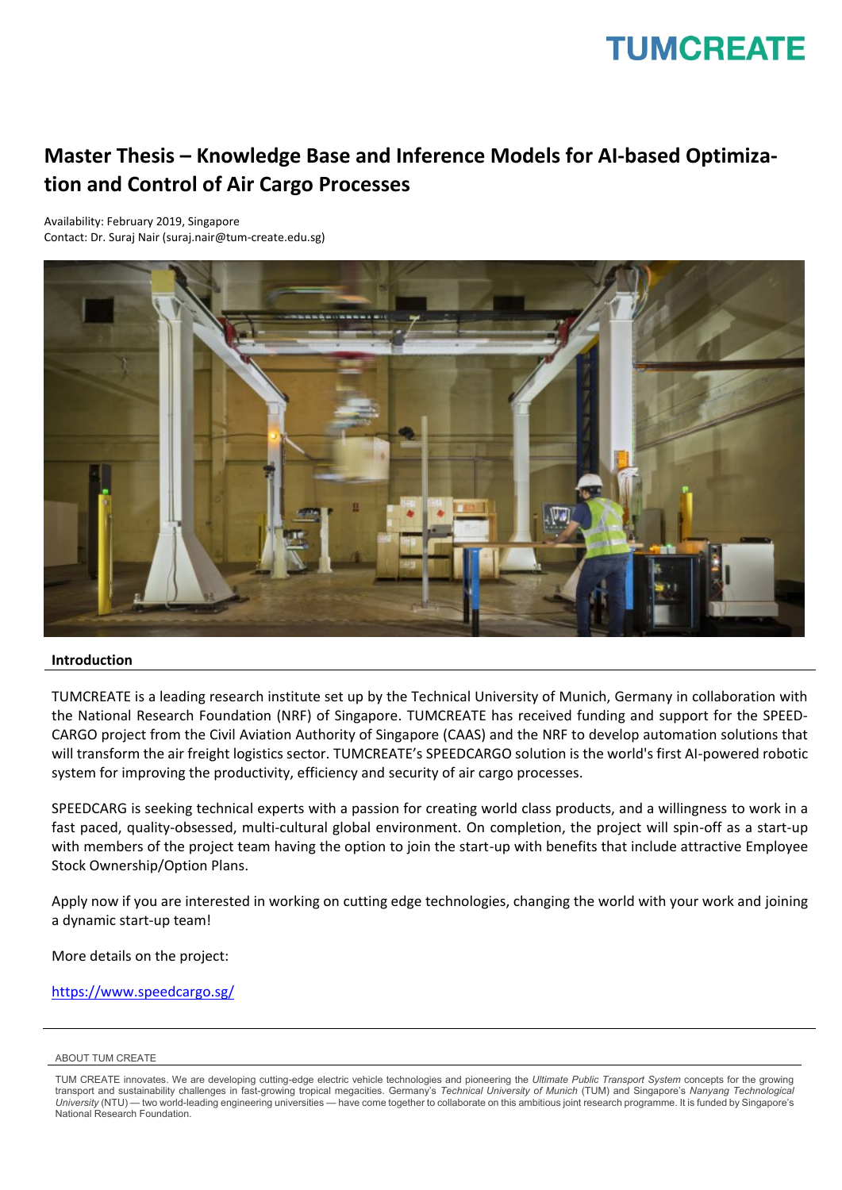# Master Thesis – Knowledge Base and Inference Models for AI-based Optimization and Control of Air Cargo Processes

Availability: February 2019, Singapore
Contact: Dr. Suraj Nair (suraj.nair@tum-create.edu.sg)

## Introduction

TUMCREATE is a leading research institute set up by the Technical University of Munich, Germany in collaboration with the National Research Foundation (NRF) of Singapore. TUMCREATE has received funding and support for the SPEEDCARGO project from the Civil Aviation Authority of Singapore (CAAS) and the NRF to develop automation solutions that will transform the air freight logistics sector. TUMCREATE's SPEEDCARGO solution is the world's first AI-powered robotic system for improving the productivity, efficiency and security of air cargo processes.

SPEEDCARG is seeking technical experts with a passion for creating world class products, and a willingness to work in a fast paced, quality-obsessed, multi-cultural global environment. On completion, the project will spin-off as a start-up with members of the project team having the option to join the start-up with benefits that include attractive Employee Stock Ownership/Option Plans.

Apply now if you are interested in working on cutting edge technologies, changing the world with your work and joining a dynamic start-up team!

More details on the project:

https://www.speedcargo.sg/

---

ABOUT TUM CREATE

TUM CREATE innovates. We are developing cutting-edge electric vehicle technologies and pioneering the *Ultimate Public Transport System* concepts for the growing transport and sustainability challenges in fast-growing tropical megacities. Germany's *Technical University of Munich* (TUM) and Singapore's *Nanyang Technological University* (NTU) — two world-leading engineering universities — have come together to collaborate on this ambitious joint research programme. It is funded by Singapore's National Research Foundation.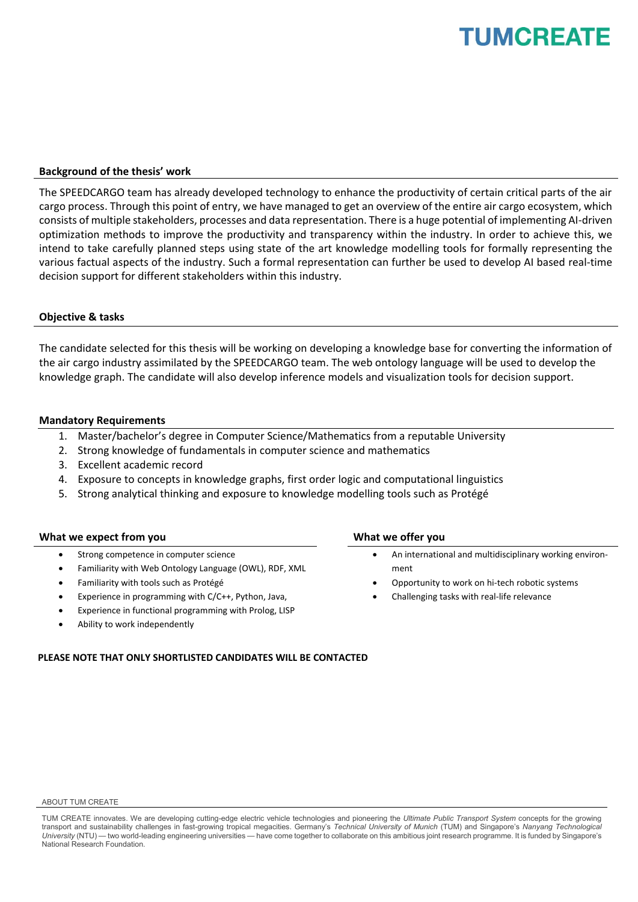## Background of the thesis' work

The SPEEDCARGO team has already developed technology to enhance the productivity of certain critical parts of the air cargo process. Through this point of entry, we have managed to get an overview of the entire air cargo ecosystem, which consists of multiple stakeholders, processes and data representation. There is a huge potential of implementing AI-driven optimization methods to improve the productivity and transparency within the industry. In order to achieve this, we intend to take carefully planned steps using state of the art knowledge modelling tools for formally representing the various factual aspects of the industry. Such a formal representation can further be used to develop AI based real-time decision support for different stakeholders within this industry.

## Objective & tasks

The candidate selected for this thesis will be working on developing a knowledge base for converting the information of the air cargo industry assimilated by the SPEEDCARGO team. The web ontology language will be used to develop the knowledge graph. The candidate will also develop inference models and visualization tools for decision support.

## Mandatory Requirements

1. Master/bachelor's degree in Computer Science/Mathematics from a reputable University
2. Strong knowledge of fundamentals in computer science and mathematics
3. Excellent academic record
4. Exposure to concepts in knowledge graphs, first order logic and computational linguistics
5. Strong analytical thinking and exposure to knowledge modelling tools such as Protégé

## What we expect from you

- Strong competence in computer science
- Familiarity with Web Ontology Language (OWL), RDF, XML
- Familiarity with tools such as Protégé
- Experience in programming with C/C++, Python, Java,
- Experience in functional programming with Prolog, LISP
- Ability to work independently

## What we offer you

- An international and multidisciplinary working environment
- Opportunity to work on hi-tech robotic systems
- Challenging tasks with real-life relevance

**PLEASE NOTE THAT ONLY SHORTLISTED CANDIDATES WILL BE CONTACTED**

ABOUT TUM CREATE

TUM CREATE innovates. We are developing cutting-edge electric vehicle technologies and pioneering the *Ultimate Public Transport System* concepts for the growing transport and sustainability challenges in fast-growing tropical megacities. Germany's *Technical University of Munich* (TUM) and Singapore's *Nanyang Technological University* (NTU) — two world-leading engineering universities — have come together to collaborate on this ambitious joint research programme. It is funded by Singapore's National Research Foundation.